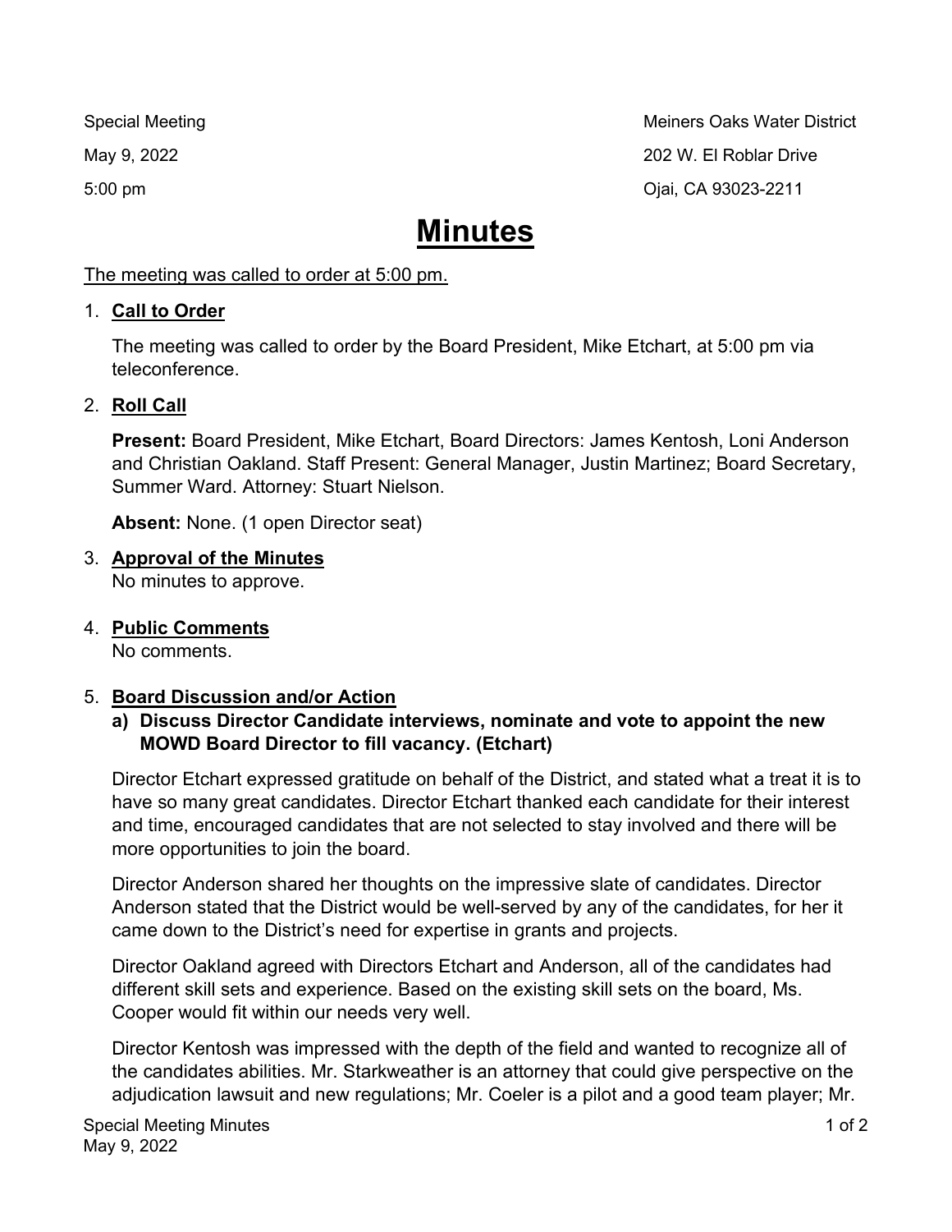Special Meeting
May 9, 2022
5:00 pm

Meiners Oaks Water District
202 W. El Roblar Drive
Ojai, CA 93023-2211

# Minutes

The meeting was called to order at 5:00 pm.

1. **Call to Order**

   The meeting was called to order by the Board President, Mike Etchart, at 5:00 pm via teleconference.

2. **Roll Call**

   **Present:** Board President, Mike Etchart, Board Directors: James Kentosh, Loni Anderson and Christian Oakland. Staff Present: General Manager, Justin Martinez; Board Secretary, Summer Ward. Attorney: Stuart Nielson.

   **Absent:** None. (1 open Director seat)

3. **Approval of the Minutes**
   No minutes to approve.

4. **Public Comments**
   No comments.

5. **Board Discussion and/or Action**
   **a) Discuss Director Candidate interviews, nominate and vote to appoint the new MOWD Board Director to fill vacancy. (Etchart)**

   Director Etchart expressed gratitude on behalf of the District, and stated what a treat it is to have so many great candidates. Director Etchart thanked each candidate for their interest and time, encouraged candidates that are not selected to stay involved and there will be more opportunities to join the board.

   Director Anderson shared her thoughts on the impressive slate of candidates. Director Anderson stated that the District would be well-served by any of the candidates, for her it came down to the District's need for expertise in grants and projects.

   Director Oakland agreed with Directors Etchart and Anderson, all of the candidates had different skill sets and experience. Based on the existing skill sets on the board, Ms. Cooper would fit within our needs very well.

   Director Kentosh was impressed with the depth of the field and wanted to recognize all of the candidates abilities. Mr. Starkweather is an attorney that could give perspective on the adjudication lawsuit and new regulations; Mr. Coeler is a pilot and a good team player; Mr.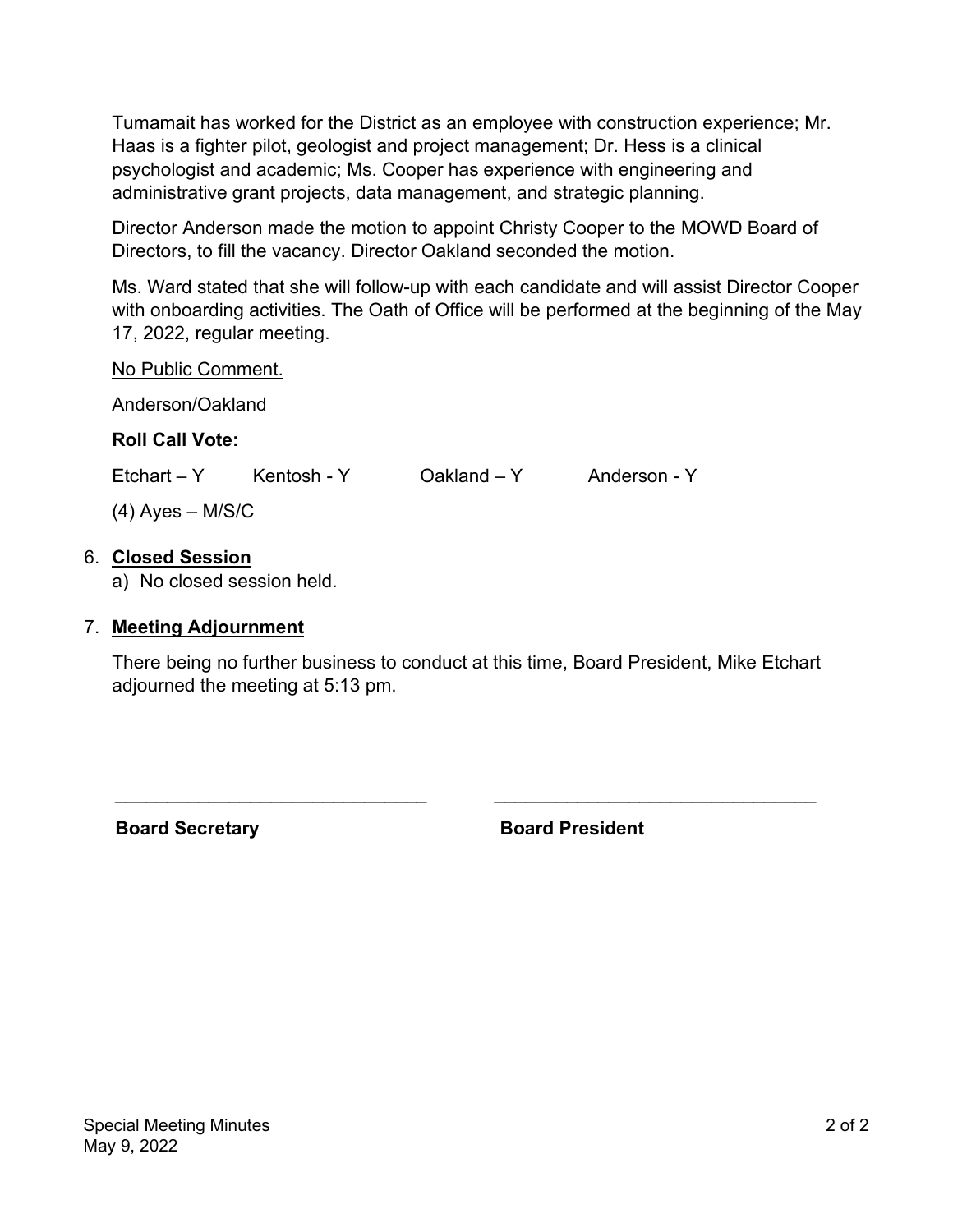Tumamait has worked for the District as an employee with construction experience; Mr. Haas is a fighter pilot, geologist and project management; Dr. Hess is a clinical psychologist and academic; Ms. Cooper has experience with engineering and administrative grant projects, data management, and strategic planning.

Director Anderson made the motion to appoint Christy Cooper to the MOWD Board of Directors, to fill the vacancy. Director Oakland seconded the motion.

Ms. Ward stated that she will follow-up with each candidate and will assist Director Cooper with onboarding activities. The Oath of Office will be performed at the beginning of the May 17, 2022, regular meeting.

<u>No Public Comment.</u>

Anderson/Oakland

**Roll Call Vote:**

Etchart – Y    Kentosh - Y    Oakland – Y    Anderson - Y

(4) Ayes – M/S/C

6. **<u>Closed Session</u>**
   a) No closed session held.

7. **<u>Meeting Adjournment</u>**

   There being no further business to conduct at this time, Board President, Mike Etchart adjourned the meeting at 5:13 pm.

______________________________    ______________________________

**Board Secretary**    **Board President**

Special Meeting Minutes
May 9, 2022